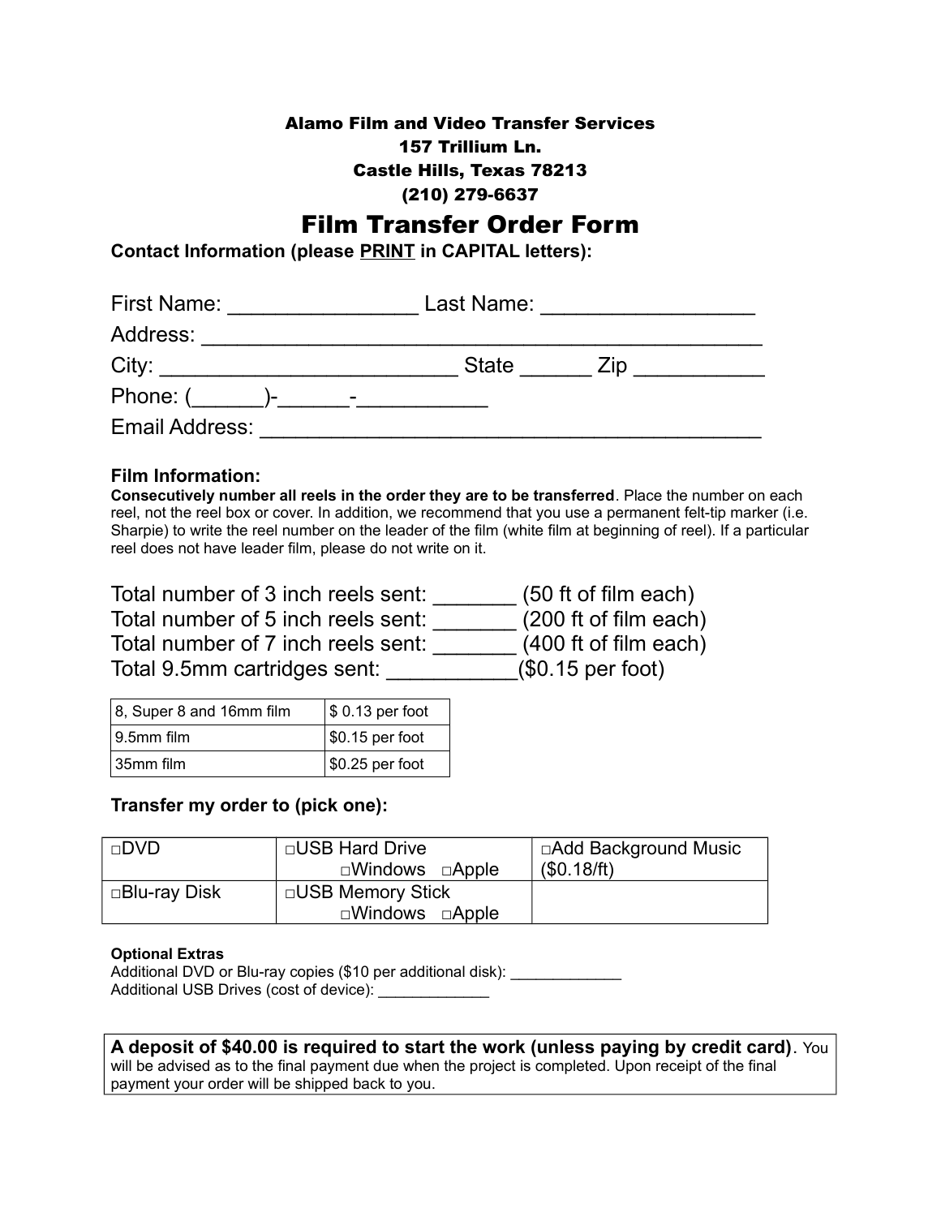**Alamo Film and Video Transfer Services**
**157 Trillium Ln.**
**Castle Hills, Texas 78213**
**(210) 279-6637**

# Film Transfer Order Form

**Contact Information (please PRINT in CAPITAL letters):**

First Name: ________________ Last Name: __________________

Address: _______________________________________________

City: _________________________ State ______ Zip ___________

Phone: (______)-______-___________

Email Address: __________________________________________

**Film Information:**

**Consecutively number all reels in the order they are to be transferred**. Place the number on each reel, not the reel box or cover. In addition, we recommend that you use a permanent felt-tip marker (i.e. Sharpie) to write the reel number on the leader of the film (white film at beginning of reel). If a particular reel does not have leader film, please do not write on it.

Total number of 3 inch reels sent: _______ (50 ft of film each)
Total number of 5 inch reels sent: _______ (200 ft of film each)
Total number of 7 inch reels sent: _______ (400 ft of film each)
Total 9.5mm cartridges sent: ___________($0.15 per foot)

| 8, Super 8 and 16mm film | $ 0.13 per foot |
|---|---|
| 9.5mm film | $0.15 per foot |
| 35mm film | $0.25 per foot |

**Transfer my order to (pick one):**

| □DVD | □USB Hard Drive □Windows □Apple | □Add Background Music ($0.18/ft) |
|---|---|---|
| □Blu-ray Disk | □USB Memory Stick □Windows □Apple | |

**Optional Extras**

Additional DVD or Blu-ray copies ($10 per additional disk): _____________
Additional USB Drives (cost of device): _____________

**A deposit of $40.00 is required to start the work (unless paying by credit card)**. You will be advised as to the final payment due when the project is completed. Upon receipt of the final payment your order will be shipped back to you.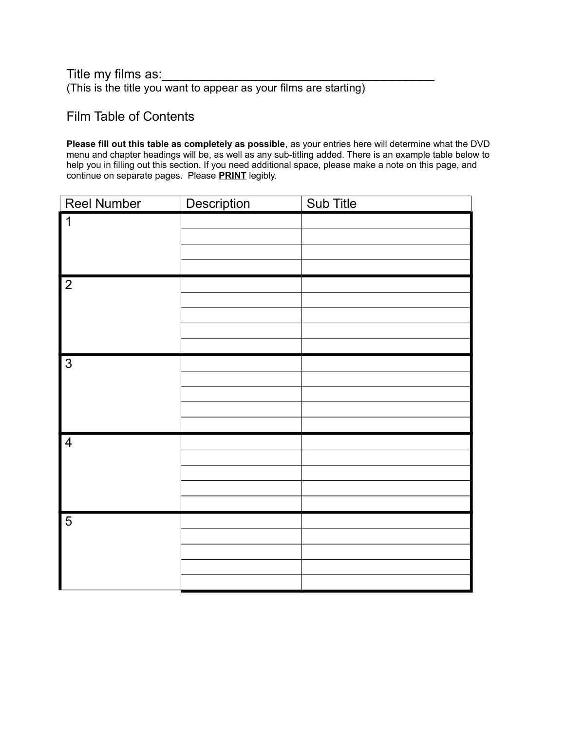Title my films as:________________________________________

(This is the title you want to appear as your films are starting)

Film Table of Contents

**Please fill out this table as completely as possible**, as your entries here will determine what the DVD menu and chapter headings will be, as well as any sub-titling added. There is an example table below to help you in filling out this section. If you need additional space, please make a note on this page, and continue on separate pages. Please **PRINT** legibly.

| Reel Number | Description | Sub Title |
|---|---|---|
| 1 | | |
| | | |
| | | |
| | | |
| 2 | | |
| | | |
| | | |
| | | |
| | | |
| 3 | | |
| | | |
| | | |
| | | |
| | | |
| 4 | | |
| | | |
| | | |
| | | |
| | | |
| 5 | | |
| | | |
| | | |
| | | |
| | | |